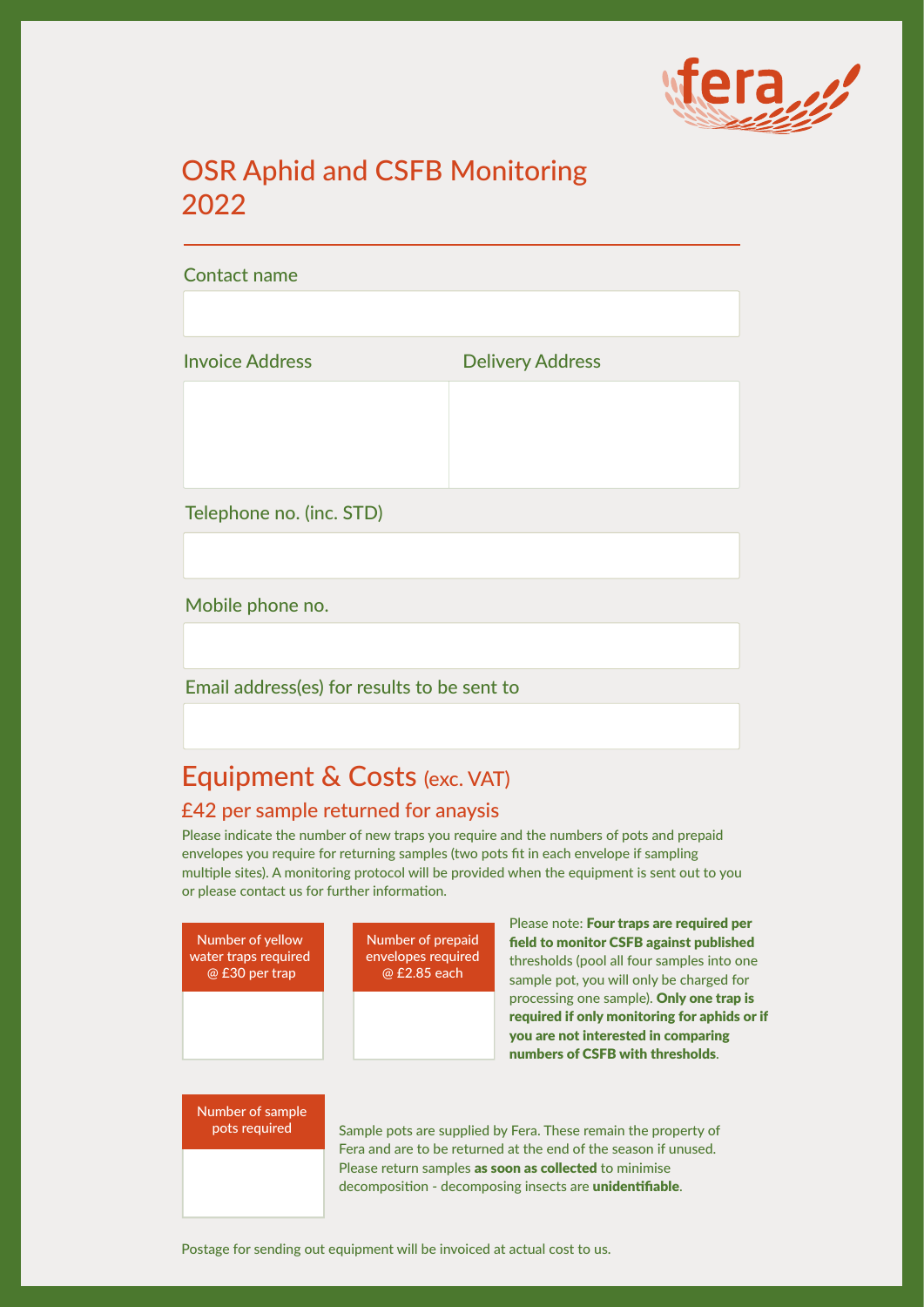fera

# OSR Aphid and CSFB Monitoring 2022

Contact name

Invoice Address

Delivery Address

Telephone no. (inc. STD)

Mobile phone no.

Email address(es) for results to be sent to

## Equipment & Costs (exc. VAT)

### £42 per sample returned for anaysis

Please indicate the number of new traps you require and the numbers of pots and prepaid envelopes you require for returning samples (two pots fit in each envelope if sampling multiple sites). A monitoring protocol will be provided when the equipment is sent out to you or please contact us for further information.

Number of yellow water traps required @ £30 per trap

Number of prepaid envelopes required @ £2.85 each

Please note: **Four traps are required per field to monitor CSFB against published** thresholds (pool all four samples into one sample pot, you will only be charged for processing one sample). **Only one trap is required if only monitoring for aphids or if you are not interested in comparing numbers of CSFB with thresholds**.

Number of sample pots required

Sample pots are supplied by Fera. These remain the property of Fera and are to be returned at the end of the season if unused. Please return samples **as soon as collected** to minimise decomposition - decomposing insects are **unidentifiable**.

Postage for sending out equipment will be invoiced at actual cost to us.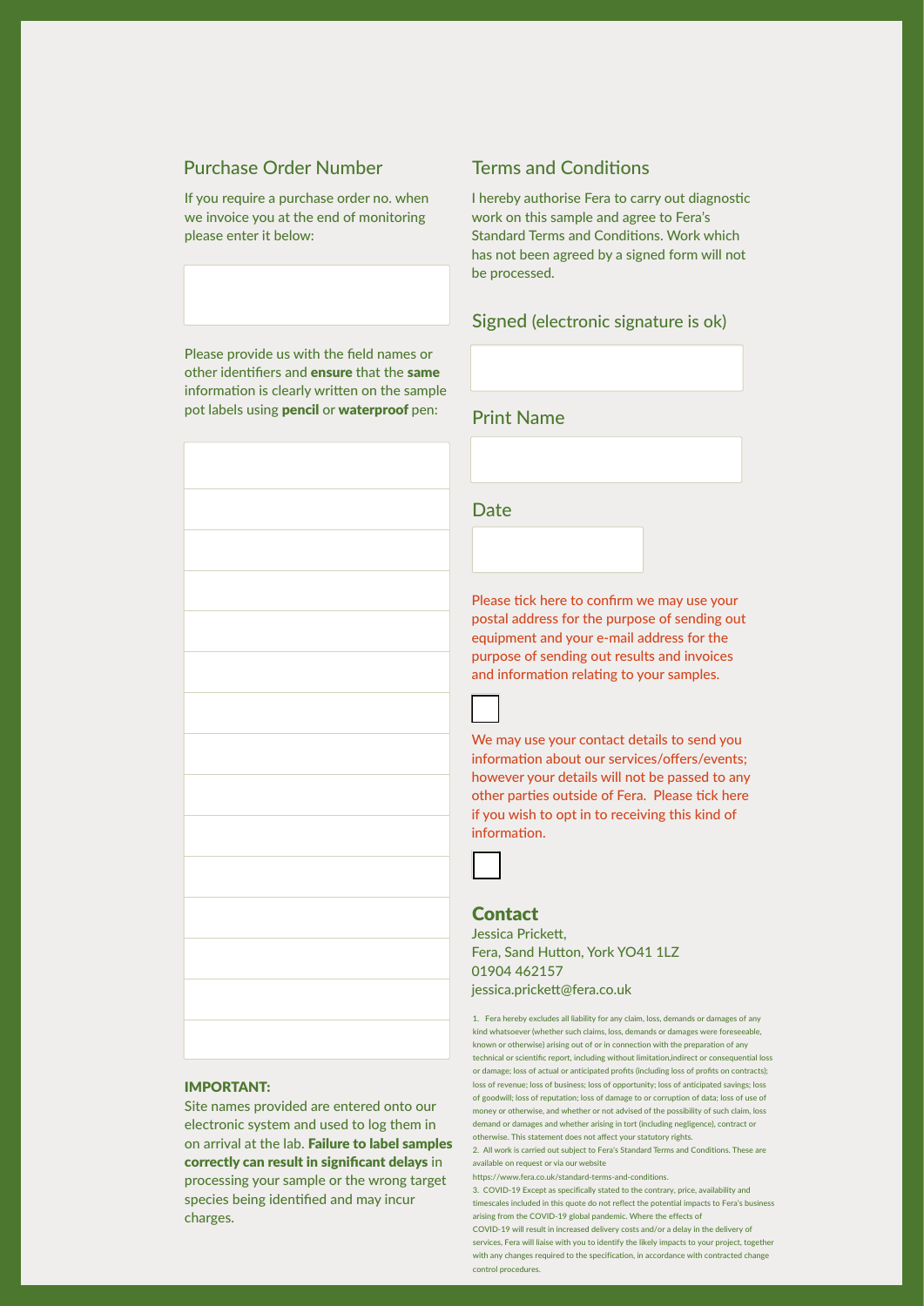## Purchase Order Number

If you require a purchase order no. when we invoice you at the end of monitoring please enter it below:

Please provide us with the field names or other identifiers and **ensure** that the **same** information is clearly written on the sample pot labels using **pencil** or **waterproof** pen:

**IMPORTANT:**

Site names provided are entered onto our electronic system and used to log them in on arrival at the lab. **Failure to label samples correctly can result in significant delays** in processing your sample or the wrong target species being identified and may incur charges.

## Terms and Conditions

I hereby authorise Fera to carry out diagnostic work on this sample and agree to Fera's Standard Terms and Conditions. Work which has not been agreed by a signed form will not be processed.

## Signed (electronic signature is ok)

## Print Name

## Date

Please tick here to confirm we may use your postal address for the purpose of sending out equipment and your e-mail address for the purpose of sending out results and invoices and information relating to your samples.

☐

We may use your contact details to send you information about our services/offers/events; however your details will not be passed to any other parties outside of Fera. Please tick here if you wish to opt in to receiving this kind of information.

☐

## Contact

Jessica Prickett,
Fera, Sand Hutton, York YO41 1LZ
01904 462157
jessica.prickett@fera.co.uk

1. Fera hereby excludes all liability for any claim, loss, demands or damages of any kind whatsoever (whether such claims, loss, demands or damages were foreseeable, known or otherwise) arising out of or in connection with the preparation of any technical or scientific report, including without limitation,indirect or consequential loss or damage; loss of actual or anticipated profits (including loss of profits on contracts); loss of revenue; loss of business; loss of opportunity; loss of anticipated savings; loss of goodwill; loss of reputation; loss of damage to or corruption of data; loss of use of money or otherwise, and whether or not advised of the possibility of such claim, loss demand or damages and whether arising in tort (including negligence), contract or otherwise. This statement does not affect your statutory rights.
2. All work is carried out subject to Fera's Standard Terms and Conditions. These are available on request or via our website https://www.fera.co.uk/standard-terms-and-conditions.
3. COVID-19 Except as specifically stated to the contrary, price, availability and timescales included in this quote do not reflect the potential impacts to Fera's business arising from the COVID-19 global pandemic. Where the effects of COVID-19 will result in increased delivery costs and/or a delay in the delivery of services, Fera will liaise with you to identify the likely impacts to your project, together with any changes required to the specification, in accordance with contracted change control procedures.